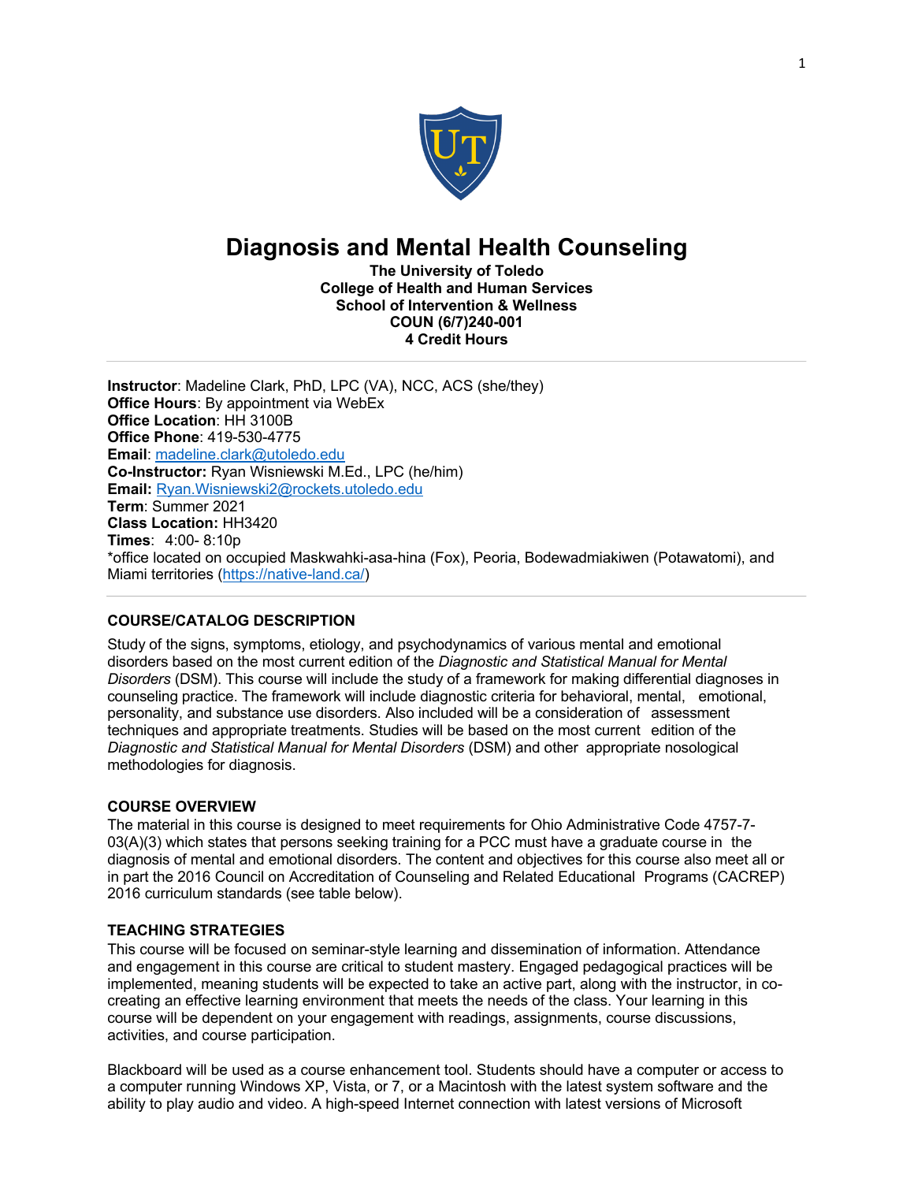# Diagnosis and Mental Health Counseling

**The University of Toledo**
**College of Health and Human Services**
**School of Intervention & Wellness**
**COUN (6/7)240-001**
**4 Credit Hours**

---

**Instructor**: Madeline Clark, PhD, LPC (VA), NCC, ACS (she/they)
**Office Hours**: By appointment via WebEx
**Office Location**: HH 3100B
**Office Phone**: 419-530-4775
**Email**: madeline.clark@utoledo.edu
**Co-Instructor:** Ryan Wisniewski M.Ed., LPC (he/him)
**Email:** Ryan.Wisniewski2@rockets.utoledo.edu
**Term**: Summer 2021
**Class Location:** HH3420
**Times**: 4:00- 8:10p
*office located on occupied Maskwahki-asa-hina (Fox), Peoria, Bodewadmiakiwen (Potawatomi), and Miami territories (https://native-land.ca/)

---

### COURSE/CATALOG DESCRIPTION

Study of the signs, symptoms, etiology, and psychodynamics of various mental and emotional disorders based on the most current edition of the *Diagnostic and Statistical Manual for Mental Disorders* (DSM). This course will include the study of a framework for making differential diagnoses in counseling practice. The framework will include diagnostic criteria for behavioral, mental, emotional, personality, and substance use disorders. Also included will be a consideration of assessment techniques and appropriate treatments. Studies will be based on the most current edition of the *Diagnostic and Statistical Manual for Mental Disorders* (DSM) and other appropriate nosological methodologies for diagnosis.

### COURSE OVERVIEW

The material in this course is designed to meet requirements for Ohio Administrative Code 4757-7-03(A)(3) which states that persons seeking training for a PCC must have a graduate course in the diagnosis of mental and emotional disorders. The content and objectives for this course also meet all or in part the 2016 Council on Accreditation of Counseling and Related Educational Programs (CACREP) 2016 curriculum standards (see table below).

### TEACHING STRATEGIES

This course will be focused on seminar-style learning and dissemination of information. Attendance and engagement in this course are critical to student mastery. Engaged pedagogical practices will be implemented, meaning students will be expected to take an active part, along with the instructor, in co-creating an effective learning environment that meets the needs of the class. Your learning in this course will be dependent on your engagement with readings, assignments, course discussions, activities, and course participation.

Blackboard will be used as a course enhancement tool. Students should have a computer or access to a computer running Windows XP, Vista, or 7, or a Macintosh with the latest system software and the ability to play audio and video. A high-speed Internet connection with latest versions of Microsoft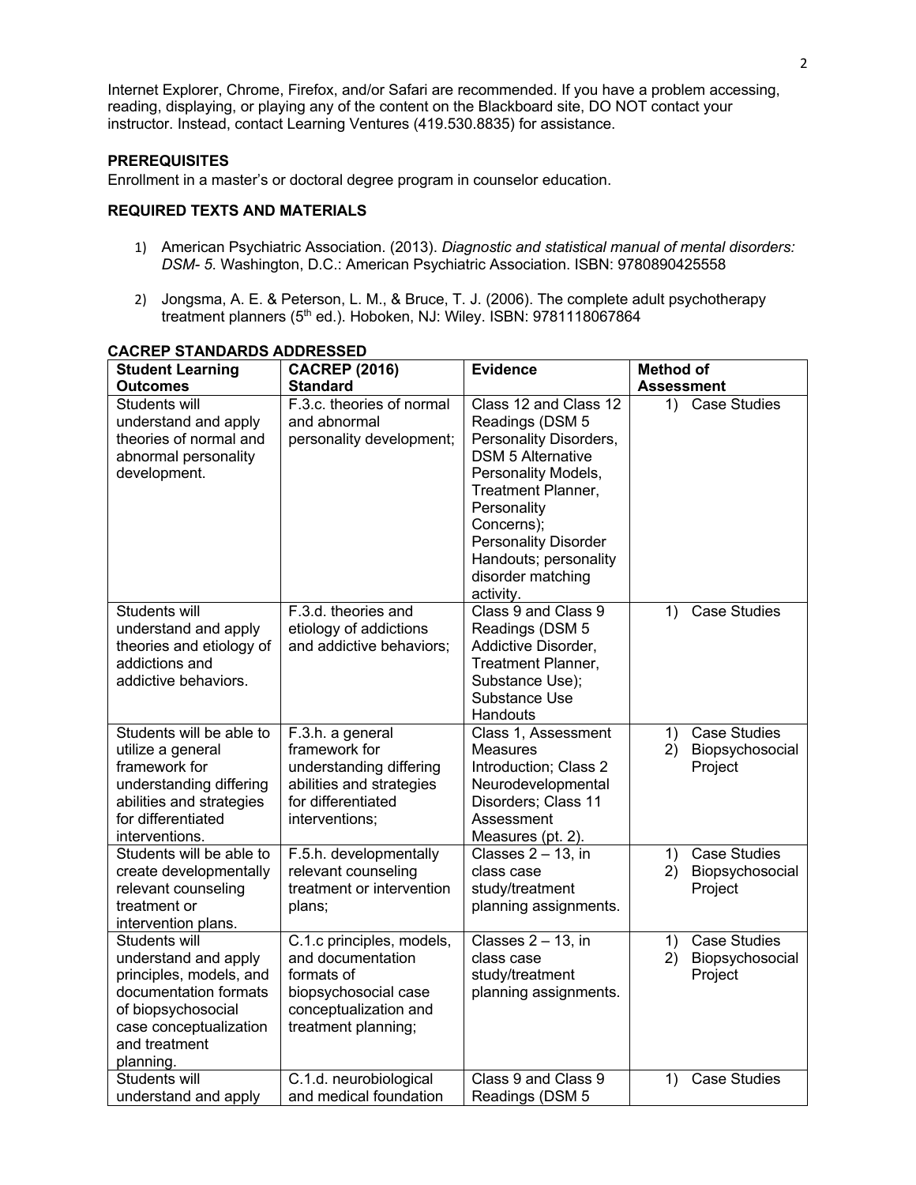Internet Explorer, Chrome, Firefox, and/or Safari are recommended. If you have a problem accessing, reading, displaying, or playing any of the content on the Blackboard site, DO NOT contact your instructor. Instead, contact Learning Ventures (419.530.8835) for assistance.

**PREREQUISITES**

Enrollment in a master's or doctoral degree program in counselor education.

**REQUIRED TEXTS AND MATERIALS**

1) American Psychiatric Association. (2013). *Diagnostic and statistical manual of mental disorders: DSM- 5*. Washington, D.C.: American Psychiatric Association. ISBN: 9780890425558

2) Jongsma, A. E. & Peterson, L. M., & Bruce, T. J. (2006). The complete adult psychotherapy treatment planners (5th ed.). Hoboken, NJ: Wiley. ISBN: 9781118067864

**CACREP STANDARDS ADDRESSED**

| Student Learning Outcomes | CACREP (2016) Standard | Evidence | Method of Assessment |
|---|---|---|---|
| Students will understand and apply theories of normal and abnormal personality development. | F.3.c. theories of normal and abnormal personality development; | Class 12 and Class 12 Readings (DSM 5 Personality Disorders, DSM 5 Alternative Personality Models, Treatment Planner, Personality Concerns); Personality Disorder Handouts; personality disorder matching activity. | 1) Case Studies |
| Students will understand and apply theories and etiology of addictions and addictive behaviors. | F.3.d. theories and etiology of addictions and addictive behaviors; | Class 9 and Class 9 Readings (DSM 5 Addictive Disorder, Treatment Planner, Substance Use); Substance Use Handouts | 1) Case Studies |
| Students will be able to utilize a general framework for understanding differing abilities and strategies for differentiated interventions. | F.3.h. a general framework for understanding differing abilities and strategies for differentiated interventions; | Class 1, Assessment Measures Introduction; Class 2 Neurodevelopmental Disorders; Class 11 Assessment Measures (pt. 2). | 1) Case Studies 2) Biopsychosocial Project |
| Students will be able to create developmentally relevant counseling treatment or intervention plans. | F.5.h. developmentally relevant counseling treatment or intervention plans; | Classes 2 – 13, in class case study/treatment planning assignments. | 1) Case Studies 2) Biopsychosocial Project |
| Students will understand and apply principles, models, and documentation formats of biopsychosocial case conceptualization and treatment planning. | C.1.c principles, models, and documentation formats of biopsychosocial case conceptualization and treatment planning; | Classes 2 – 13, in class case study/treatment planning assignments. | 1) Case Studies 2) Biopsychosocial Project |
| Students will understand and apply | C.1.d. neurobiological and medical foundation | Class 9 and Class 9 Readings (DSM 5 | 1) Case Studies |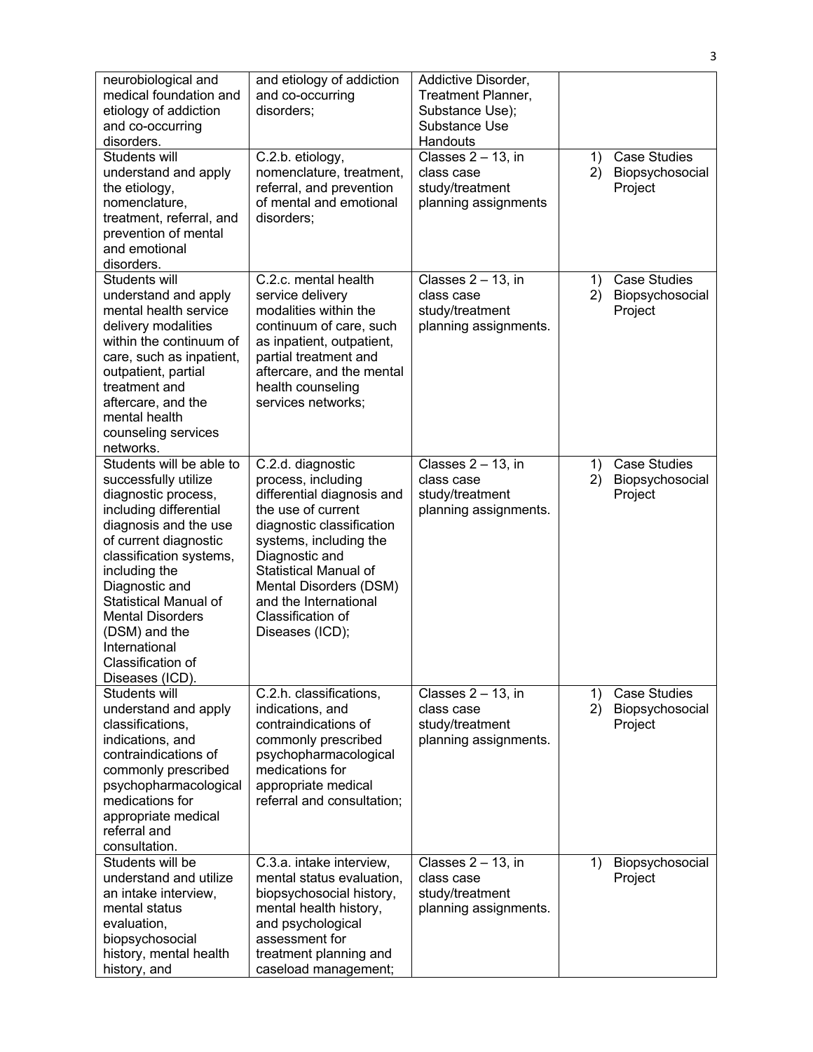| | | | |
|---|---|---|---|
| neurobiological and medical foundation and etiology of addiction and co-occurring disorders. | and etiology of addiction and co-occurring disorders; | Addictive Disorder, Treatment Planner, Substance Use); Substance Use Handouts | |
| Students will understand and apply the etiology, nomenclature, treatment, referral, and prevention of mental and emotional disorders. | C.2.b. etiology, nomenclature, treatment, referral, and prevention of mental and emotional disorders; | Classes 2 – 13, in class case study/treatment planning assignments | 1) Case Studies<br>2) Biopsychosocial Project |
| Students will understand and apply mental health service delivery modalities within the continuum of care, such as inpatient, outpatient, partial treatment and aftercare, and the mental health counseling services networks. | C.2.c. mental health service delivery modalities within the continuum of care, such as inpatient, outpatient, partial treatment and aftercare, and the mental health counseling services networks; | Classes 2 – 13, in class case study/treatment planning assignments. | 1) Case Studies<br>2) Biopsychosocial Project |
| Students will be able to successfully utilize diagnostic process, including differential diagnosis and the use of current diagnostic classification systems, including the Diagnostic and Statistical Manual of Mental Disorders (DSM) and the International Classification of Diseases (ICD). | C.2.d. diagnostic process, including differential diagnosis and the use of current diagnostic classification systems, including the Diagnostic and Statistical Manual of Mental Disorders (DSM) and the International Classification of Diseases (ICD); | Classes 2 – 13, in class case study/treatment planning assignments. | 1) Case Studies<br>2) Biopsychosocial Project |
| Students will understand and apply classifications, indications, and contraindications of commonly prescribed psychopharmacological medications for appropriate medical referral and consultation. | C.2.h. classifications, indications, and contraindications of commonly prescribed psychopharmacological medications for appropriate medical referral and consultation; | Classes 2 – 13, in class case study/treatment planning assignments. | 1) Case Studies<br>2) Biopsychosocial Project |
| Students will be understand and utilize an intake interview, mental status evaluation, biopsychosocial history, mental health history, and | C.3.a. intake interview, mental status evaluation, biopsychosocial history, mental health history, and psychological assessment for treatment planning and caseload management; | Classes 2 – 13, in class case study/treatment planning assignments. | 1) Biopsychosocial Project |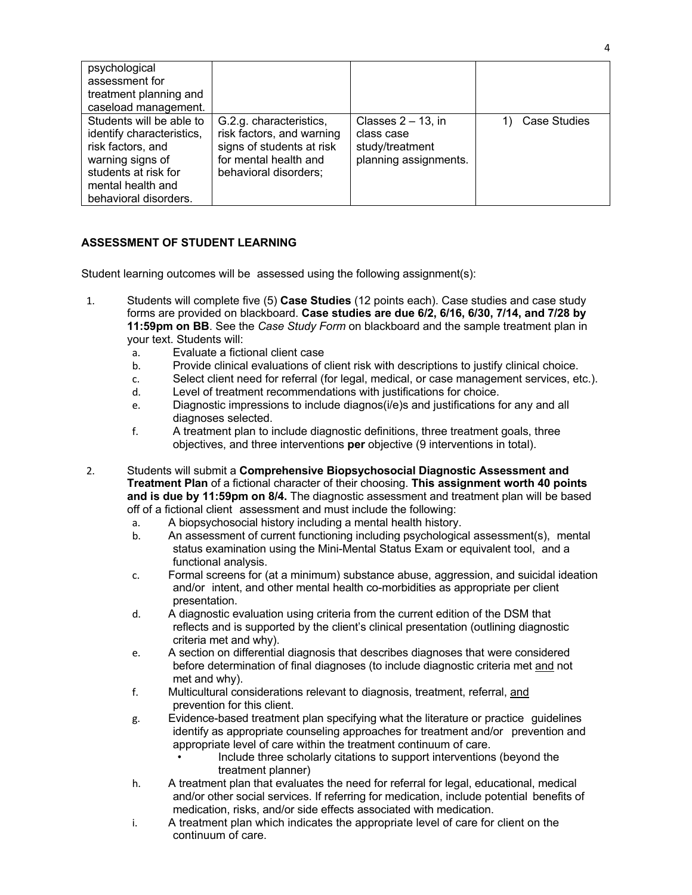| | | | |
|---|---|---|---|
| psychological assessment for treatment planning and caseload management. | | | |
| Students will be able to identify characteristics, risk factors, and warning signs of students at risk for mental health and behavioral disorders. | G.2.g. characteristics, risk factors, and warning signs of students at risk for mental health and behavioral disorders; | Classes 2 – 13, in class case study/treatment planning assignments. | 1) Case Studies |

## ASSESSMENT OF STUDENT LEARNING

Student learning outcomes will be assessed using the following assignment(s):

1. Students will complete five (5) **Case Studies** (12 points each). Case studies and case study forms are provided on blackboard. **Case studies are due 6/2, 6/16, 6/30, 7/14, and 7/28 by 11:59pm on BB**. See the *Case Study Form* on blackboard and the sample treatment plan in your text. Students will:
   a. Evaluate a fictional client case
   b. Provide clinical evaluations of client risk with descriptions to justify clinical choice.
   c. Select client need for referral (for legal, medical, or case management services, etc.).
   d. Level of treatment recommendations with justifications for choice.
   e. Diagnostic impressions to include diagnos(i/e)s and justifications for any and all diagnoses selected.
   f. A treatment plan to include diagnostic definitions, three treatment goals, three objectives, and three interventions **per** objective (9 interventions in total).

2. Students will submit a **Comprehensive Biopsychosocial Diagnostic Assessment and Treatment Plan** of a fictional character of their choosing. **This assignment worth 40 points and is due by 11:59pm on 8/4.** The diagnostic assessment and treatment plan will be based off of a fictional client assessment and must include the following:
   a. A biopsychosocial history including a mental health history.
   b. An assessment of current functioning including psychological assessment(s), mental status examination using the Mini-Mental Status Exam or equivalent tool, and a functional analysis.
   c. Formal screens for (at a minimum) substance abuse, aggression, and suicidal ideation and/or intent, and other mental health co-morbidities as appropriate per client presentation.
   d. A diagnostic evaluation using criteria from the current edition of the DSM that reflects and is supported by the client's clinical presentation (outlining diagnostic criteria met and why).
   e. A section on differential diagnosis that describes diagnoses that were considered before determination of final diagnoses (to include diagnostic criteria met <u>and</u> not met and why).
   f. Multicultural considerations relevant to diagnosis, treatment, referral, <u>and</u> prevention for this client.
   g. Evidence-based treatment plan specifying what the literature or practice guidelines identify as appropriate counseling approaches for treatment and/or prevention and appropriate level of care within the treatment continuum of care.
      - Include three scholarly citations to support interventions (beyond the treatment planner)
   h. A treatment plan that evaluates the need for referral for legal, educational, medical and/or other social services. If referring for medication, include potential benefits of medication, risks, and/or side effects associated with medication.
   i. A treatment plan which indicates the appropriate level of care for client on the continuum of care.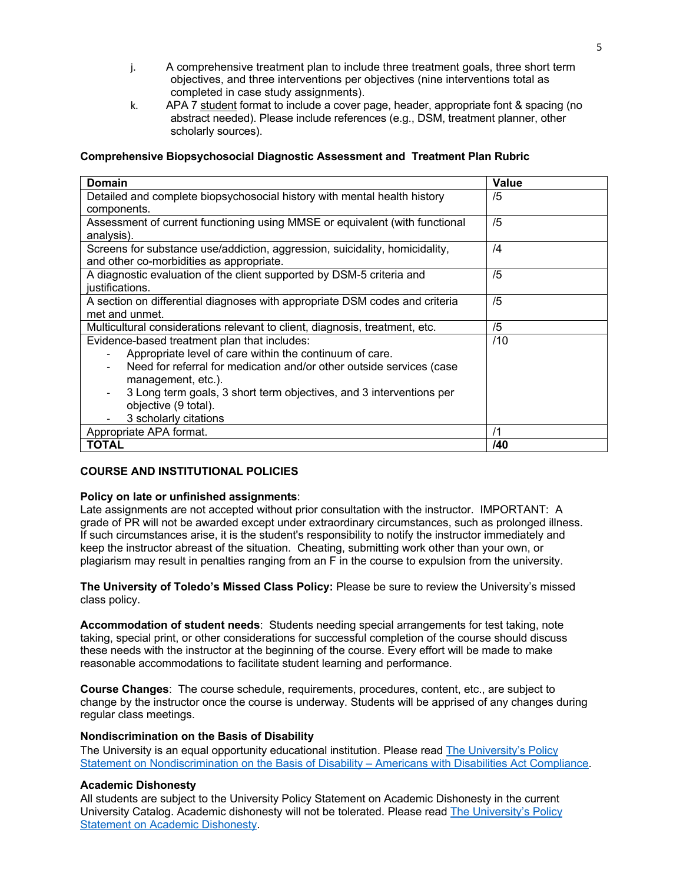j. A comprehensive treatment plan to include three treatment goals, three short term objectives, and three interventions per objectives (nine interventions total as completed in case study assignments).

k. APA 7 student format to include a cover page, header, appropriate font & spacing (no abstract needed). Please include references (e.g., DSM, treatment planner, other scholarly sources).

**Comprehensive Biopsychosocial Diagnostic Assessment and Treatment Plan Rubric**

| Domain | Value |
|---|---|
| Detailed and complete biopsychosocial history with mental health history components. | /5 |
| Assessment of current functioning using MMSE or equivalent (with functional analysis). | /5 |
| Screens for substance use/addiction, aggression, suicidality, homicidality, and other co-morbidities as appropriate. | /4 |
| A diagnostic evaluation of the client supported by DSM-5 criteria and justifications. | /5 |
| A section on differential diagnoses with appropriate DSM codes and criteria met and unmet. | /5 |
| Multicultural considerations relevant to client, diagnosis, treatment, etc. | /5 |
| Evidence-based treatment plan that includes: <br> - Appropriate level of care within the continuum of care. <br> - Need for referral for medication and/or other outside services (case management, etc.). <br> - 3 Long term goals, 3 short term objectives, and 3 interventions per objective (9 total). <br> - 3 scholarly citations | /10 |
| Appropriate APA format. | /1 |
| **TOTAL** | **/40** |

**COURSE AND INSTITUTIONAL POLICIES**

**Policy on late or unfinished assignments**:
Late assignments are not accepted without prior consultation with the instructor. IMPORTANT: A grade of PR will not be awarded except under extraordinary circumstances, such as prolonged illness. If such circumstances arise, it is the student's responsibility to notify the instructor immediately and keep the instructor abreast of the situation. Cheating, submitting work other than your own, or plagiarism may result in penalties ranging from an F in the course to expulsion from the university.

**The University of Toledo's Missed Class Policy:** Please be sure to review the University's missed class policy.

**Accommodation of student needs**: Students needing special arrangements for test taking, note taking, special print, or other considerations for successful completion of the course should discuss these needs with the instructor at the beginning of the course. Every effort will be made to make reasonable accommodations to facilitate student learning and performance.

**Course Changes**: The course schedule, requirements, procedures, content, etc., are subject to change by the instructor once the course is underway. Students will be apprised of any changes during regular class meetings.

**Nondiscrimination on the Basis of Disability**
The University is an equal opportunity educational institution. Please read The University's Policy Statement on Nondiscrimination on the Basis of Disability – Americans with Disabilities Act Compliance.

**Academic Dishonesty**
All students are subject to the University Policy Statement on Academic Dishonesty in the current University Catalog. Academic dishonesty will not be tolerated. Please read The University's Policy Statement on Academic Dishonesty.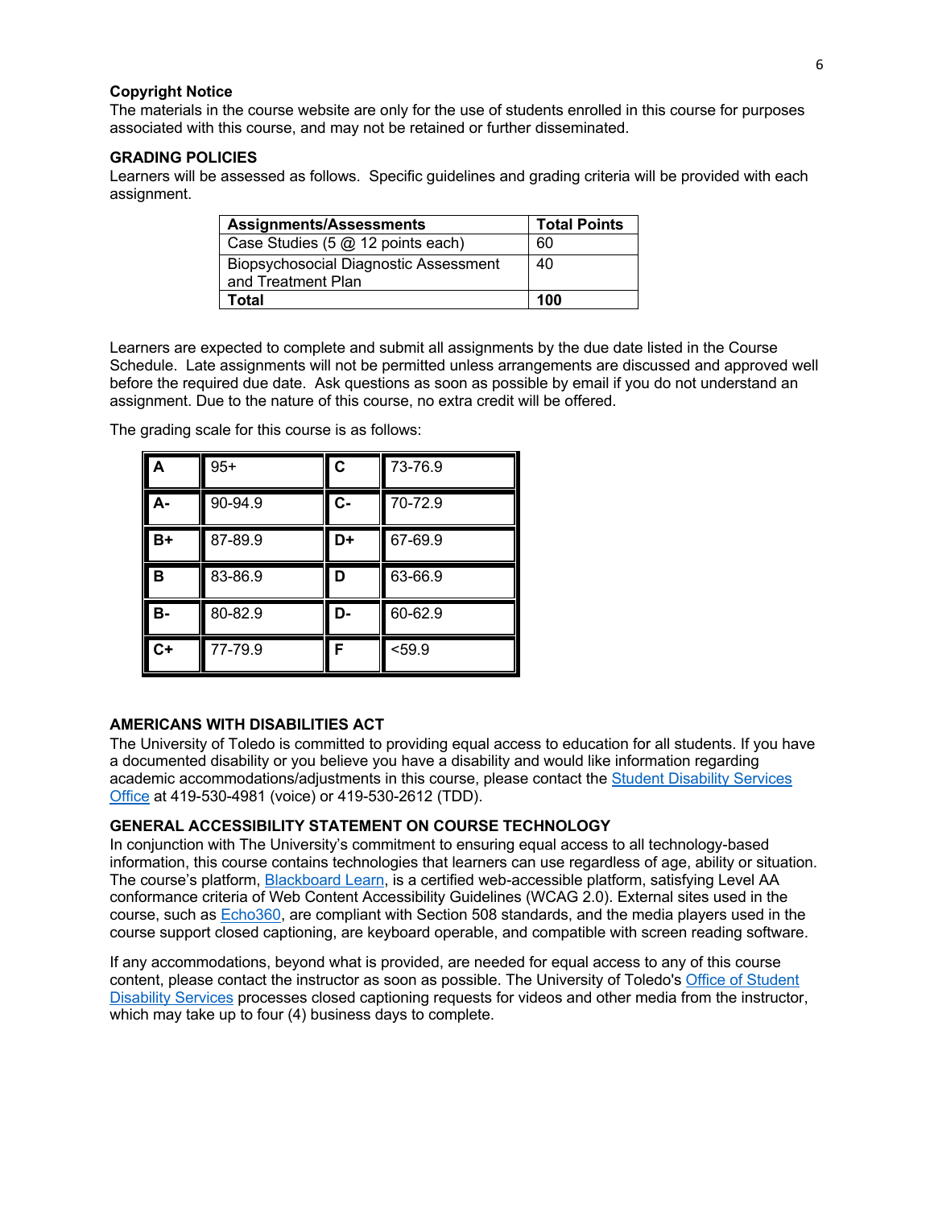**Copyright Notice**
The materials in the course website are only for the use of students enrolled in this course for purposes associated with this course, and may not be retained or further disseminated.

## GRADING POLICIES

Learners will be assessed as follows. Specific guidelines and grading criteria will be provided with each assignment.

| Assignments/Assessments | Total Points |
|---|---|
| Case Studies (5 @ 12 points each) | 60 |
| Biopsychosocial Diagnostic Assessment and Treatment Plan | 40 |
| **Total** | **100** |

Learners are expected to complete and submit all assignments by the due date listed in the Course Schedule. Late assignments will not be permitted unless arrangements are discussed and approved well before the required due date. Ask questions as soon as possible by email if you do not understand an assignment. Due to the nature of this course, no extra credit will be offered.

The grading scale for this course is as follows:

| | | | |
|---|---|---|---|
| **A** | 95+ | **C** | 73-76.9 |
| **A-** | 90-94.9 | **C-** | 70-72.9 |
| **B+** | 87-89.9 | **D+** | 67-69.9 |
| **B** | 83-86.9 | **D** | 63-66.9 |
| **B-** | 80-82.9 | **D-** | 60-62.9 |
| **C+** | 77-79.9 | **F** | <59.9 |

## AMERICANS WITH DISABILITIES ACT

The University of Toledo is committed to providing equal access to education for all students. If you have a documented disability or you believe you have a disability and would like information regarding academic accommodations/adjustments in this course, please contact the Student Disability Services Office at 419-530-4981 (voice) or 419-530-2612 (TDD).

## GENERAL ACCESSIBILITY STATEMENT ON COURSE TECHNOLOGY

In conjunction with The University's commitment to ensuring equal access to all technology-based information, this course contains technologies that learners can use regardless of age, ability or situation. The course's platform, Blackboard Learn, is a certified web-accessible platform, satisfying Level AA conformance criteria of Web Content Accessibility Guidelines (WCAG 2.0). External sites used in the course, such as Echo360, are compliant with Section 508 standards, and the media players used in the course support closed captioning, are keyboard operable, and compatible with screen reading software.

If any accommodations, beyond what is provided, are needed for equal access to any of this course content, please contact the instructor as soon as possible. The University of Toledo's Office of Student Disability Services processes closed captioning requests for videos and other media from the instructor, which may take up to four (4) business days to complete.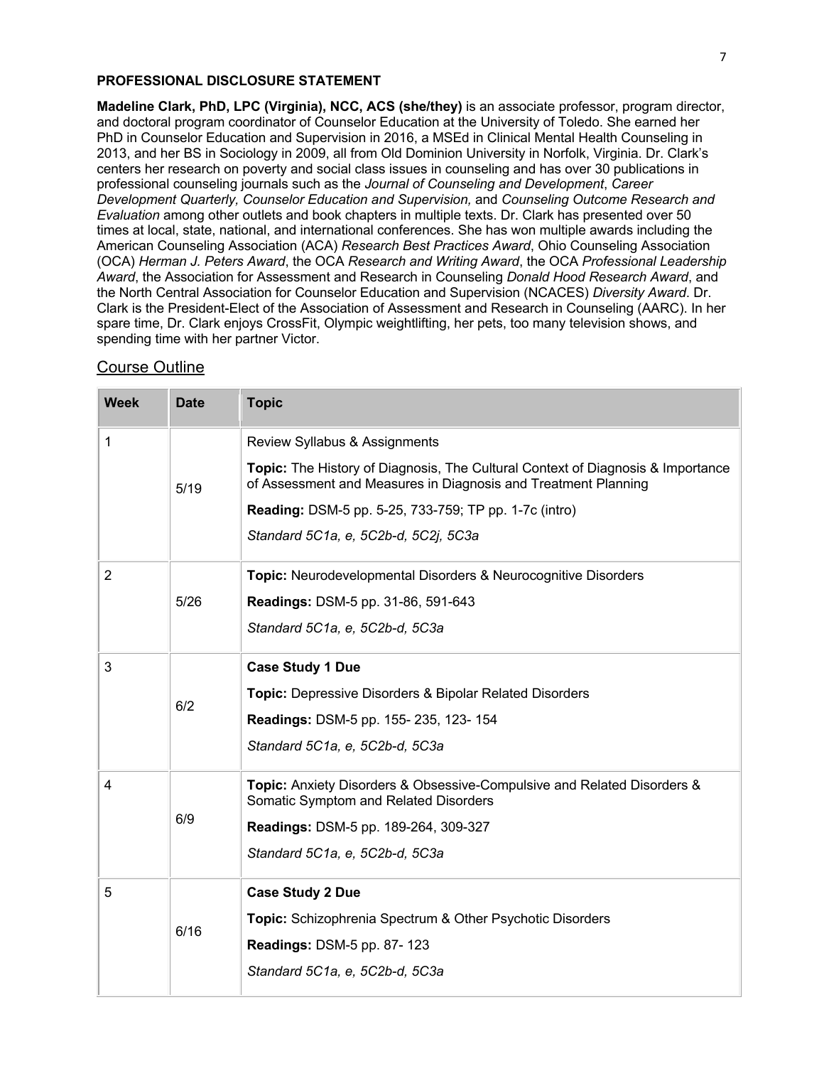**PROFESSIONAL DISCLOSURE STATEMENT**

**Madeline Clark, PhD, LPC (Virginia), NCC, ACS (she/they)** is an associate professor, program director, and doctoral program coordinator of Counselor Education at the University of Toledo. She earned her PhD in Counselor Education and Supervision in 2016, a MSEd in Clinical Mental Health Counseling in 2013, and her BS in Sociology in 2009, all from Old Dominion University in Norfolk, Virginia. Dr. Clark's centers her research on poverty and social class issues in counseling and has over 30 publications in professional counseling journals such as the *Journal of Counseling and Development*, *Career Development Quarterly, Counselor Education and Supervision,* and *Counseling Outcome Research and Evaluation* among other outlets and book chapters in multiple texts. Dr. Clark has presented over 50 times at local, state, national, and international conferences. She has won multiple awards including the American Counseling Association (ACA) *Research Best Practices Award*, Ohio Counseling Association (OCA) *Herman J. Peters Award*, the OCA *Research and Writing Award*, the OCA *Professional Leadership Award*, the Association for Assessment and Research in Counseling *Donald Hood Research Award*, and the North Central Association for Counselor Education and Supervision (NCACES) *Diversity Award*. Dr. Clark is the President-Elect of the Association of Assessment and Research in Counseling (AARC). In her spare time, Dr. Clark enjoys CrossFit, Olympic weightlifting, her pets, too many television shows, and spending time with her partner Victor.

## Course Outline

| Week | Date | Topic |
|---|---|---|
| 1 | 5/19 | Review Syllabus & Assignments<br>**Topic:** The History of Diagnosis, The Cultural Context of Diagnosis & Importance of Assessment and Measures in Diagnosis and Treatment Planning<br>**Reading:** DSM-5 pp. 5-25, 733-759; TP pp. 1-7c (intro)<br>*Standard 5C1a, e, 5C2b-d, 5C2j, 5C3a* |
| 2 | 5/26 | **Topic:** Neurodevelopmental Disorders & Neurocognitive Disorders<br>**Readings:** DSM-5 pp. 31-86, 591-643<br>*Standard 5C1a, e, 5C2b-d, 5C3a* |
| 3 | 6/2 | **Case Study 1 Due**<br>**Topic:** Depressive Disorders & Bipolar Related Disorders<br>**Readings:** DSM-5 pp. 155- 235, 123- 154<br>*Standard 5C1a, e, 5C2b-d, 5C3a* |
| 4 | 6/9 | **Topic:** Anxiety Disorders & Obsessive-Compulsive and Related Disorders & Somatic Symptom and Related Disorders<br>**Readings:** DSM-5 pp. 189-264, 309-327<br>*Standard 5C1a, e, 5C2b-d, 5C3a* |
| 5 | 6/16 | **Case Study 2 Due**<br>**Topic:** Schizophrenia Spectrum & Other Psychotic Disorders<br>**Readings:** DSM-5 pp. 87- 123<br>*Standard 5C1a, e, 5C2b-d, 5C3a* |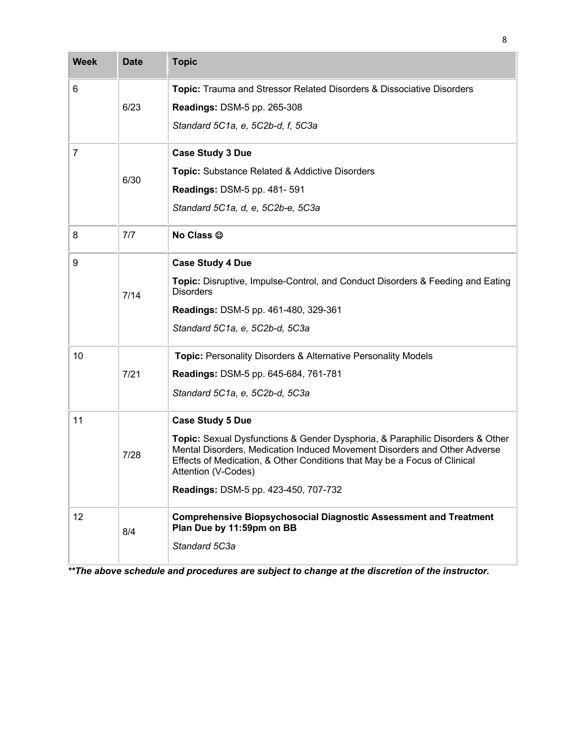| Week | Date | Topic |
| --- | --- | --- |
| 6 | 6/23 | **Topic:** Trauma and Stressor Related Disorders & Dissociative Disorders<br>**Readings:** DSM-5 pp. 265-308<br>*Standard 5C1a, e, 5C2b-d, f, 5C3a* |
| 7 | 6/30 | **Case Study 3 Due**<br>**Topic:** Substance Related & Addictive Disorders<br>**Readings:** DSM-5 pp. 481- 591<br>*Standard 5C1a, d, e, 5C2b-e, 5C3a* |
| 8 | 7/7 | **No Class ☺** |
| 9 | 7/14 | **Case Study 4 Due**<br>**Topic:** Disruptive, Impulse-Control, and Conduct Disorders & Feeding and Eating Disorders<br>**Readings:** DSM-5 pp. 461-480, 329-361<br>*Standard 5C1a, e, 5C2b-d, 5C3a* |
| 10 | 7/21 | **Topic:** Personality Disorders & Alternative Personality Models<br>**Readings:** DSM-5 pp. 645-684, 761-781<br>*Standard 5C1a, e, 5C2b-d, 5C3a* |
| 11 | 7/28 | **Case Study 5 Due**<br>**Topic:** Sexual Dysfunctions & Gender Dysphoria, & Paraphilic Disorders & Other Mental Disorders, Medication Induced Movement Disorders and Other Adverse Effects of Medication, & Other Conditions that May be a Focus of Clinical Attention (V-Codes)<br>**Readings:** DSM-5 pp. 423-450, 707-732 |
| 12 | 8/4 | **Comprehensive Biopsychosocial Diagnostic Assessment and Treatment Plan Due by 11:59pm on BB**<br>*Standard 5C3a* |

***\*The above schedule and procedures are subject to change at the discretion of the instructor.***